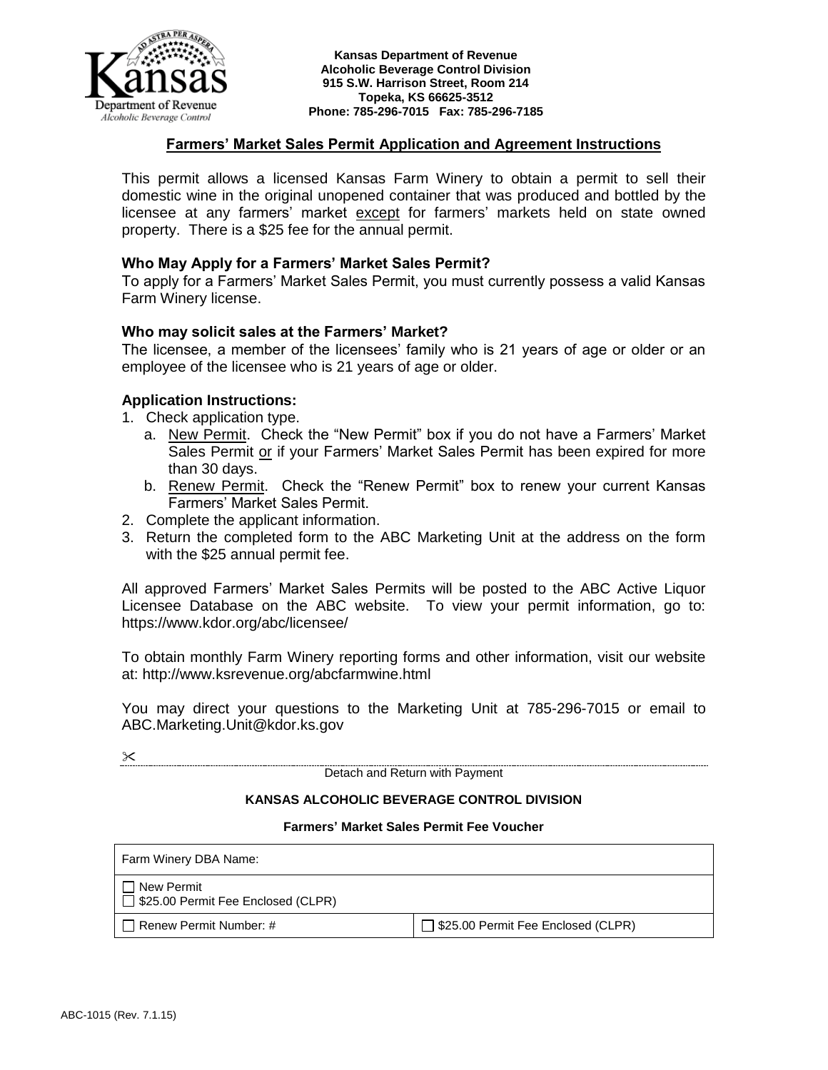Kansas Department of Revenue
Alcoholic Beverage Control Division
915 S.W. Harrison Street, Room 214
Topeka, KS 66625-3512
Phone: 785-296-7015 Fax: 785-296-7185

## Farmers' Market Sales Permit Application and Agreement Instructions

This permit allows a licensed Kansas Farm Winery to obtain a permit to sell their domestic wine in the original unopened container that was produced and bottled by the licensee at any farmers' market except for farmers' markets held on state owned property. There is a $25 fee for the annual permit.

### Who May Apply for a Farmers' Market Sales Permit?

To apply for a Farmers' Market Sales Permit, you must currently possess a valid Kansas Farm Winery license.

### Who may solicit sales at the Farmers' Market?

The licensee, a member of the licensees' family who is 21 years of age or older or an employee of the licensee who is 21 years of age or older.

### Application Instructions:

1. Check application type.
   a. New Permit. Check the "New Permit" box if you do not have a Farmers' Market Sales Permit or if your Farmers' Market Sales Permit has been expired for more than 30 days.
   b. Renew Permit. Check the "Renew Permit" box to renew your current Kansas Farmers' Market Sales Permit.
2. Complete the applicant information.
3. Return the completed form to the ABC Marketing Unit at the address on the form with the $25 annual permit fee.

All approved Farmers' Market Sales Permits will be posted to the ABC Active Liquor Licensee Database on the ABC website. To view your permit information, go to: https://www.kdor.org/abc/licensee/

To obtain monthly Farm Winery reporting forms and other information, visit our website at: http://www.ksrevenue.org/abcfarmwine.html

You may direct your questions to the Marketing Unit at 785-296-7015 or email to ABC.Marketing.Unit@kdor.ks.gov

✂

Detach and Return with Payment

**KANSAS ALCOHOLIC BEVERAGE CONTROL DIVISION**

**Farmers' Market Sales Permit Fee Voucher**

| | |
|---|---|
| Farm Winery DBA Name: | |
| ☐ New Permit<br>☐ $25.00 Permit Fee Enclosed (CLPR) | |
| ☐ Renew Permit Number: # | ☐ $25.00 Permit Fee Enclosed (CLPR) |

ABC-1015 (Rev. 7.1.15)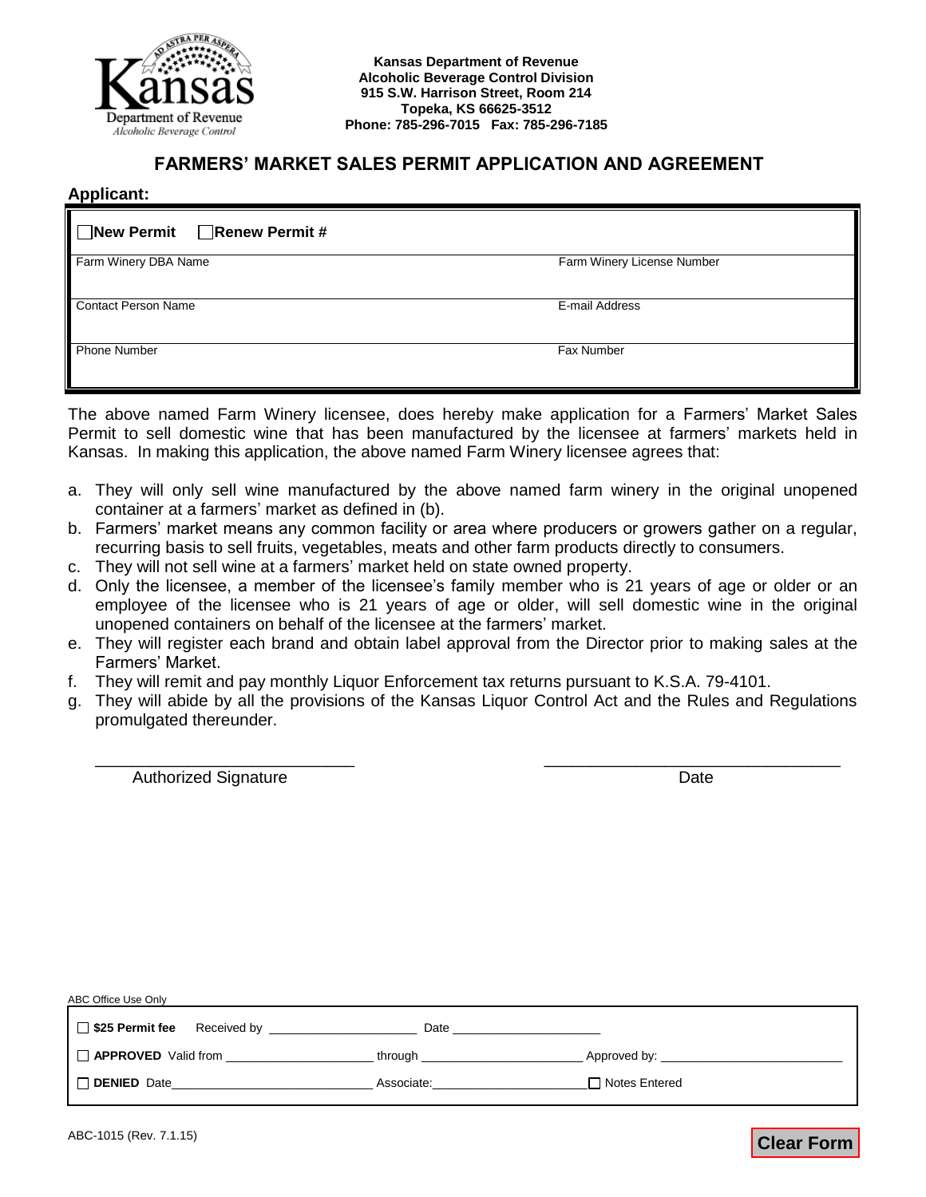Kansas Department of Revenue
Alcoholic Beverage Control Division
915 S.W. Harrison Street, Room 214
Topeka, KS 66625-3512
Phone: 785-296-7015 Fax: 785-296-7185

Kansas Department of Revenue
Alcoholic Beverage Control

# FARMERS' MARKET SALES PERMIT APPLICATION AND AGREEMENT

**Applicant:**

☐ **New Permit** ☐ **Renew Permit #**

| | |
|---|---|
| Farm Winery DBA Name | Farm Winery License Number |
| Contact Person Name | E-mail Address |
| Phone Number | Fax Number |

The above named Farm Winery licensee, does hereby make application for a Farmers' Market Sales Permit to sell domestic wine that has been manufactured by the licensee at farmers' markets held in Kansas. In making this application, the above named Farm Winery licensee agrees that:

a. They will only sell wine manufactured by the above named farm winery in the original unopened container at a farmers' market as defined in (b).
b. Farmers' market means any common facility or area where producers or growers gather on a regular, recurring basis to sell fruits, vegetables, meats and other farm products directly to consumers.
c. They will not sell wine at a farmers' market held on state owned property.
d. Only the licensee, a member of the licensee's family member who is 21 years of age or older or an employee of the licensee who is 21 years of age or older, will sell domestic wine in the original unopened containers on behalf of the licensee at the farmers' market.
e. They will register each brand and obtain label approval from the Director prior to making sales at the Farmers' Market.
f. They will remit and pay monthly Liquor Enforcement tax returns pursuant to K.S.A. 79-4101.
g. They will abide by all the provisions of the Kansas Liquor Control Act and the Rules and Regulations promulgated thereunder.

\_\_\_\_\_\_\_\_\_\_\_\_\_\_\_\_\_\_\_\_\_\_\_\_\_\_\_\_ Authorized Signature

\_\_\_\_\_\_\_\_\_\_\_\_\_\_\_\_\_\_\_\_\_\_\_\_\_\_\_\_ Date

ABC Office Use Only

☐ **$25 Permit fee** Received by \_\_\_\_\_\_\_\_\_\_\_\_\_\_\_\_\_\_\_\_ Date \_\_\_\_\_\_\_\_\_\_\_\_\_\_\_\_\_\_\_\_

☐ **APPROVED** Valid from \_\_\_\_\_\_\_\_\_\_\_\_\_\_\_\_\_\_\_\_ through \_\_\_\_\_\_\_\_\_\_\_\_\_\_\_\_\_\_\_\_ Approved by: \_\_\_\_\_\_\_\_\_\_\_\_\_\_\_\_\_\_\_\_

☐ **DENIED** Date\_\_\_\_\_\_\_\_\_\_\_\_\_\_\_\_\_\_\_\_ Associate:\_\_\_\_\_\_\_\_\_\_\_\_\_\_\_\_\_\_\_\_ ☐ Notes Entered

ABC-1015 (Rev. 7.1.15)

**Clear Form**